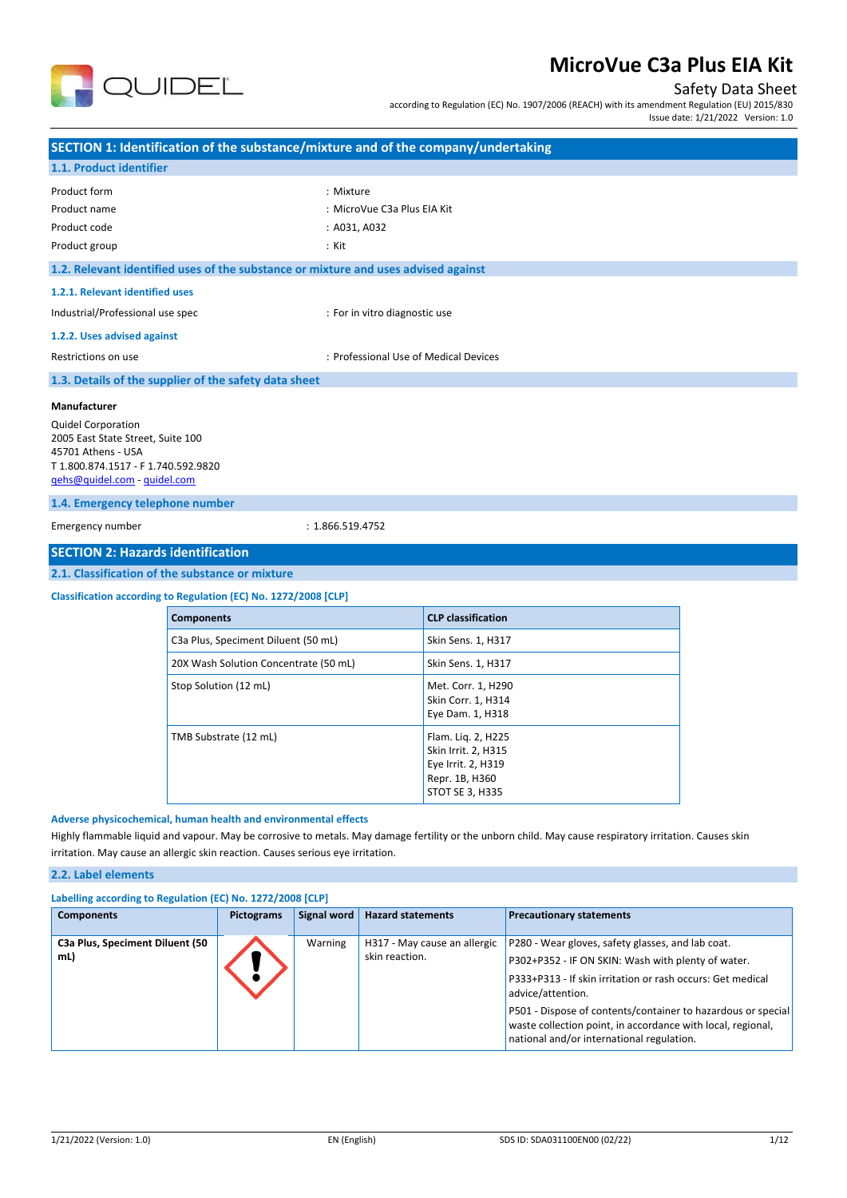# MicroVue C3a Plus EIA Kit

Safety Data Sheet

according to Regulation (EC) No. 1907/2006 (REACH) with its amendment Regulation (EU) 2015/830

Issue date: 1/21/2022 Version: 1.0

## SECTION 1: Identification of the substance/mixture and of the company/undertaking

### 1.1. Product identifier

| | |
|---|---|
| Product form | : Mixture |
| Product name | : MicroVue C3a Plus EIA Kit |
| Product code | : A031, A032 |
| Product group | : Kit |

### 1.2. Relevant identified uses of the substance or mixture and uses advised against

#### 1.2.1. Relevant identified uses

| | |
|---|---|
| Industrial/Professional use spec | : For in vitro diagnostic use |

#### 1.2.2. Uses advised against

| | |
|---|---|
| Restrictions on use | : Professional Use of Medical Devices |

### 1.3. Details of the supplier of the safety data sheet

**Manufacturer**

Quidel Corporation
2005 East State Street, Suite 100
45701 Athens - USA
T 1.800.874.1517 - F 1.740.592.9820
qehs@quidel.com - quidel.com

### 1.4. Emergency telephone number

| | |
|---|---|
| Emergency number | : 1.866.519.4752 |

## SECTION 2: Hazards identification

### 2.1. Classification of the substance or mixture

**Classification according to Regulation (EC) No. 1272/2008 [CLP]**

| Components | CLP classification |
|---|---|
| C3a Plus, Speciment Diluent (50 mL) | Skin Sens. 1, H317 |
| 20X Wash Solution Concentrate (50 mL) | Skin Sens. 1, H317 |
| Stop Solution (12 mL) | Met. Corr. 1, H290<br>Skin Corr. 1, H314<br>Eye Dam. 1, H318 |
| TMB Substrate (12 mL) | Flam. Liq. 2, H225<br>Skin Irrit. 2, H315<br>Eye Irrit. 2, H319<br>Repr. 1B, H360<br>STOT SE 3, H335 |

**Adverse physicochemical, human health and environmental effects**

Highly flammable liquid and vapour. May be corrosive to metals. May damage fertility or the unborn child. May cause respiratory irritation. Causes skin irritation. May cause an allergic skin reaction. Causes serious eye irritation.

### 2.2. Label elements

**Labelling according to Regulation (EC) No. 1272/2008 [CLP]**

| Components | Pictograms | Signal word | Hazard statements | Precautionary statements |
|---|---|---|---|---|
| **C3a Plus, Speciment Diluent (50 mL)** | | Warning | H317 - May cause an allergic skin reaction. | P280 - Wear gloves, safety glasses, and lab coat.<br>P302+P352 - IF ON SKIN: Wash with plenty of water.<br>P333+P313 - If skin irritation or rash occurs: Get medical advice/attention.<br>P501 - Dispose of contents/container to hazardous or special waste collection point, in accordance with local, regional, national and/or international regulation. |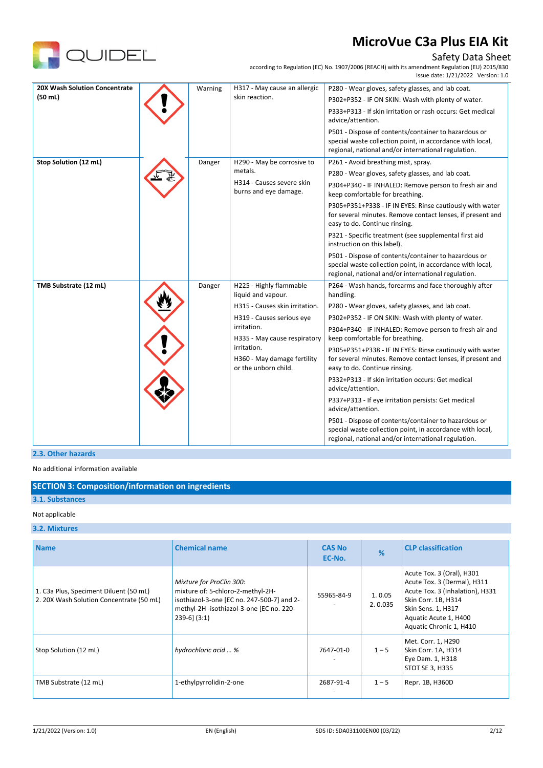| 20X Wash Solution Concentrate (50 mL) | | Warning | H317 - May cause an allergic skin reaction. | P280 - Wear gloves, safety glasses, and lab coat.<br>P302+P352 - IF ON SKIN: Wash with plenty of water.<br>P333+P313 - If skin irritation or rash occurs: Get medical advice/attention.<br>P501 - Dispose of contents/container to hazardous or special waste collection point, in accordance with local, regional, national and/or international regulation. |
|---|---|---|---|---|
| Stop Solution (12 mL) | | Danger | H290 - May be corrosive to metals.<br>H314 - Causes severe skin burns and eye damage. | P261 - Avoid breathing mist, spray.<br>P280 - Wear gloves, safety glasses, and lab coat.<br>P304+P340 - IF INHALED: Remove person to fresh air and keep comfortable for breathing.<br>P305+P351+P338 - IF IN EYES: Rinse cautiously with water for several minutes. Remove contact lenses, if present and easy to do. Continue rinsing.<br>P321 - Specific treatment (see supplemental first aid instruction on this label).<br>P501 - Dispose of contents/container to hazardous or special waste collection point, in accordance with local, regional, national and/or international regulation. |
| TMB Substrate (12 mL) | | Danger | H225 - Highly flammable liquid and vapour.<br>H315 - Causes skin irritation.<br>H319 - Causes serious eye irritation.<br>H335 - May cause respiratory irritation.<br>H360 - May damage fertility or the unborn child. | P264 - Wash hands, forearms and face thoroughly after handling.<br>P280 - Wear gloves, safety glasses, and lab coat.<br>P302+P352 - IF ON SKIN: Wash with plenty of water.<br>P304+P340 - IF INHALED: Remove person to fresh air and keep comfortable for breathing.<br>P305+P351+P338 - IF IN EYES: Rinse cautiously with water for several minutes. Remove contact lenses, if present and easy to do. Continue rinsing.<br>P332+P313 - If skin irritation occurs: Get medical advice/attention.<br>P337+P313 - If eye irritation persists: Get medical advice/attention.<br>P501 - Dispose of contents/container to hazardous or special waste collection point, in accordance with local, regional, national and/or international regulation. |

### 2.3. Other hazards

No additional information available

## SECTION 3: Composition/information on ingredients

### 3.1. Substances

Not applicable

### 3.2. Mixtures

| Name | Chemical name | CAS No<br>EC-No. | % | CLP classification |
|---|---|---|---|---|
| 1. C3a Plus, Speciment Diluent (50 mL)<br>2. 20X Wash Solution Concentrate (50 mL) | *Mixture for ProClin 300:*<br>mixture of: 5-chloro-2-methyl-2H-isothiazol-3-one [EC no. 247-500-7] and 2-methyl-2H -isothiazol-3-one [EC no. 220-239-6] (3:1) | 55965-84-9<br>- | 1. 0.05<br>2. 0.035 | Acute Tox. 3 (Oral), H301<br>Acute Tox. 3 (Dermal), H311<br>Acute Tox. 3 (Inhalation), H331<br>Skin Corr. 1B, H314<br>Skin Sens. 1, H317<br>Aquatic Acute 1, H400<br>Aquatic Chronic 1, H410 |
| Stop Solution (12 mL) | *hydrochloric acid ... %* | 7647-01-0<br>- | 1 – 5 | Met. Corr. 1, H290<br>Skin Corr. 1A, H314<br>Eye Dam. 1, H318<br>STOT SE 3, H335 |
| TMB Substrate (12 mL) | 1-ethylpyrrolidin-2-one | 2687-91-4<br>- | 1 – 5 | Repr. 1B, H360D |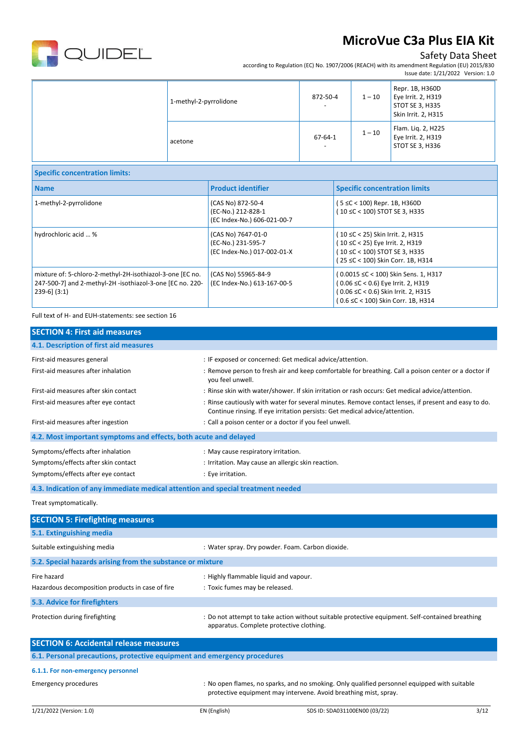| | Name | Product identifier | % | Classification |
|---|---|---|---|---|
| | 1-methyl-2-pyrrolidone | 872-50-4<br>- | 1 – 10 | Repr. 1B, H360D<br>Eye Irrit. 2, H319<br>STOT SE 3, H335<br>Skin Irrit. 2, H315 |
| | acetone | 67-64-1<br>- | 1 – 10 | Flam. Liq. 2, H225<br>Eye Irrit. 2, H319<br>STOT SE 3, H336 |

| Specific concentration limits: | | |
|---|---|---|
| **Name** | **Product identifier** | **Specific concentration limits** |
| 1-methyl-2-pyrrolidone | (CAS No) 872-50-4<br>(EC-No.) 212-828-1<br>(EC Index-No.) 606-021-00-7 | ( 5 ≤C < 100) Repr. 1B, H360D<br>( 10 ≤C < 100) STOT SE 3, H335 |
| hydrochloric acid ... % | (CAS No) 7647-01-0<br>(EC-No.) 231-595-7<br>(EC Index-No.) 017-002-01-X | ( 10 ≤C < 25) Skin Irrit. 2, H315<br>( 10 ≤C < 25) Eye Irrit. 2, H319<br>( 10 ≤C < 100) STOT SE 3, H335<br>( 25 ≤C < 100) Skin Corr. 1B, H314 |
| mixture of: 5-chloro-2-methyl-2H-isothiazol-3-one [EC no. 247-500-7] and 2-methyl-2H -isothiazol-3-one [EC no. 220-239-6] (3:1) | (CAS No) 55965-84-9<br>(EC Index-No.) 613-167-00-5 | ( 0.0015 ≤C < 100) Skin Sens. 1, H317<br>( 0.06 ≤C < 0.6) Eye Irrit. 2, H319<br>( 0.06 ≤C < 0.6) Skin Irrit. 2, H315<br>( 0.6 ≤C < 100) Skin Corr. 1B, H314 |

Full text of H- and EUH-statements: see section 16

## SECTION 4: First aid measures

### 4.1. Description of first aid measures

| | |
|---|---|
| First-aid measures general | : IF exposed or concerned: Get medical advice/attention. |
| First-aid measures after inhalation | : Remove person to fresh air and keep comfortable for breathing. Call a poison center or a doctor if you feel unwell. |
| First-aid measures after skin contact | : Rinse skin with water/shower. If skin irritation or rash occurs: Get medical advice/attention. |
| First-aid measures after eye contact | : Rinse cautiously with water for several minutes. Remove contact lenses, if present and easy to do. Continue rinsing. If eye irritation persists: Get medical advice/attention. |
| First-aid measures after ingestion | : Call a poison center or a doctor if you feel unwell. |

### 4.2. Most important symptoms and effects, both acute and delayed

| | |
|---|---|
| Symptoms/effects after inhalation | : May cause respiratory irritation. |
| Symptoms/effects after skin contact | : Irritation. May cause an allergic skin reaction. |
| Symptoms/effects after eye contact | : Eye irritation. |

### 4.3. Indication of any immediate medical attention and special treatment needed

Treat symptomatically.

## SECTION 5: Firefighting measures

### 5.1. Extinguishing media

| | |
|---|---|
| Suitable extinguishing media | : Water spray. Dry powder. Foam. Carbon dioxide. |

### 5.2. Special hazards arising from the substance or mixture

| | |
|---|---|
| Fire hazard | : Highly flammable liquid and vapour. |
| Hazardous decomposition products in case of fire | : Toxic fumes may be released. |

### 5.3. Advice for firefighters

| | |
|---|---|
| Protection during firefighting | : Do not attempt to take action without suitable protective equipment. Self-contained breathing apparatus. Complete protective clothing. |

## SECTION 6: Accidental release measures

### 6.1. Personal precautions, protective equipment and emergency procedures

#### 6.1.1. For non-emergency personnel

| | |
|---|---|
| Emergency procedures | : No open flames, no sparks, and no smoking. Only qualified personnel equipped with suitable protective equipment may intervene. Avoid breathing mist, spray. |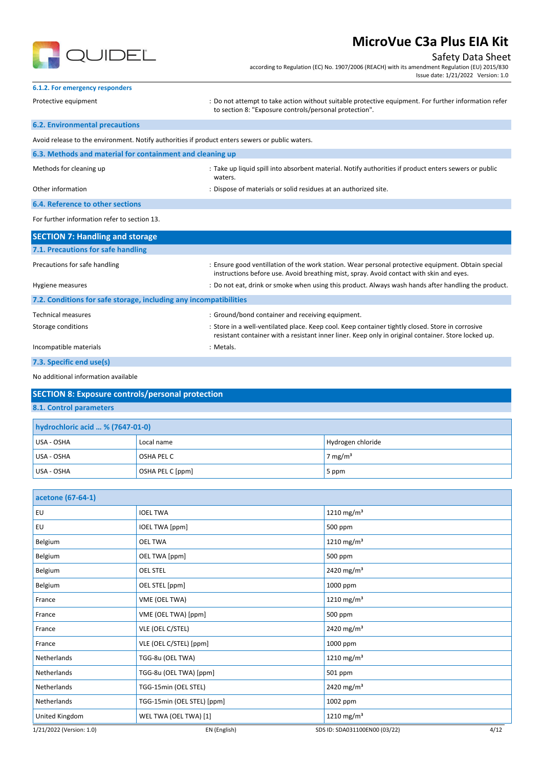#### 6.1.2. For emergency responders

Protective equipment : Do not attempt to take action without suitable protective equipment. For further information refer to section 8: "Exposure controls/personal protection".

### 6.2. Environmental precautions

Avoid release to the environment. Notify authorities if product enters sewers or public waters.

### 6.3. Methods and material for containment and cleaning up

Methods for cleaning up : Take up liquid spill into absorbent material. Notify authorities if product enters sewers or public waters.

Other information : Dispose of materials or solid residues at an authorized site.

### 6.4. Reference to other sections

For further information refer to section 13.

## SECTION 7: Handling and storage

### 7.1. Precautions for safe handling

Precautions for safe handling : Ensure good ventillation of the work station. Wear personal protective equipment. Obtain special instructions before use. Avoid breathing mist, spray. Avoid contact with skin and eyes.

Hygiene measures : Do not eat, drink or smoke when using this product. Always wash hands after handling the product.

### 7.2. Conditions for safe storage, including any incompatibilities

Technical measures : Ground/bond container and receiving equipment.

Storage conditions : Store in a well-ventilated place. Keep cool. Keep container tightly closed. Store in corrosive resistant container with a resistant inner liner. Keep only in original container. Store locked up.

Incompatible materials : Metals.

### 7.3. Specific end use(s)

No additional information available

## SECTION 8: Exposure controls/personal protection

### 8.1. Control parameters

| hydrochloric acid … % (7647-01-0) | | |
|---|---|---|
| USA - OSHA | Local name | Hydrogen chloride |
| USA - OSHA | OSHA PEL C | 7 mg/m³ |
| USA - OSHA | OSHA PEL C [ppm] | 5 ppm |

| acetone (67-64-1) | | |
|---|---|---|
| EU | IOEL TWA | 1210 mg/m³ |
| EU | IOEL TWA [ppm] | 500 ppm |
| Belgium | OEL TWA | 1210 mg/m³ |
| Belgium | OEL TWA [ppm] | 500 ppm |
| Belgium | OEL STEL | 2420 mg/m³ |
| Belgium | OEL STEL [ppm] | 1000 ppm |
| France | VME (OEL TWA) | 1210 mg/m³ |
| France | VME (OEL TWA) [ppm] | 500 ppm |
| France | VLE (OEL C/STEL) | 2420 mg/m³ |
| France | VLE (OEL C/STEL) [ppm] | 1000 ppm |
| Netherlands | TGG-8u (OEL TWA) | 1210 mg/m³ |
| Netherlands | TGG-8u (OEL TWA) [ppm] | 501 ppm |
| Netherlands | TGG-15min (OEL STEL) | 2420 mg/m³ |
| Netherlands | TGG-15min (OEL STEL) [ppm] | 1002 ppm |
| United Kingdom | WEL TWA (OEL TWA) [1] | 1210 mg/m³ |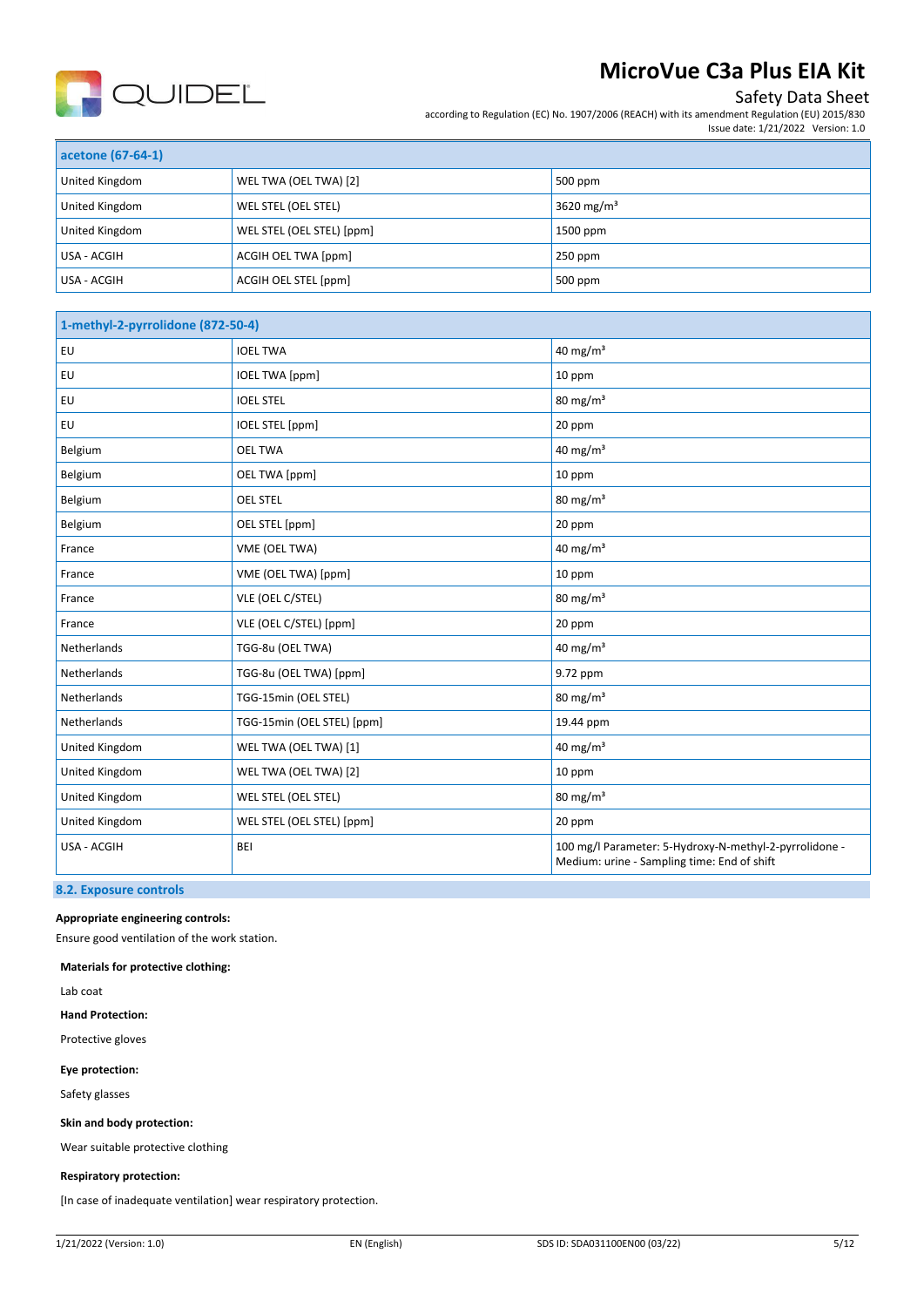| acetone (67-64-1) | | |
|---|---|---|
| United Kingdom | WEL TWA (OEL TWA) [2] | 500 ppm |
| United Kingdom | WEL STEL (OEL STEL) | 3620 mg/m³ |
| United Kingdom | WEL STEL (OEL STEL) [ppm] | 1500 ppm |
| USA - ACGIH | ACGIH OEL TWA [ppm] | 250 ppm |
| USA - ACGIH | ACGIH OEL STEL [ppm] | 500 ppm |

| 1-methyl-2-pyrrolidone (872-50-4) | | |
|---|---|---|
| EU | IOEL TWA | 40 mg/m³ |
| EU | IOEL TWA [ppm] | 10 ppm |
| EU | IOEL STEL | 80 mg/m³ |
| EU | IOEL STEL [ppm] | 20 ppm |
| Belgium | OEL TWA | 40 mg/m³ |
| Belgium | OEL TWA [ppm] | 10 ppm |
| Belgium | OEL STEL | 80 mg/m³ |
| Belgium | OEL STEL [ppm] | 20 ppm |
| France | VME (OEL TWA) | 40 mg/m³ |
| France | VME (OEL TWA) [ppm] | 10 ppm |
| France | VLE (OEL C/STEL) | 80 mg/m³ |
| France | VLE (OEL C/STEL) [ppm] | 20 ppm |
| Netherlands | TGG-8u (OEL TWA) | 40 mg/m³ |
| Netherlands | TGG-8u (OEL TWA) [ppm] | 9.72 ppm |
| Netherlands | TGG-15min (OEL STEL) | 80 mg/m³ |
| Netherlands | TGG-15min (OEL STEL) [ppm] | 19.44 ppm |
| United Kingdom | WEL TWA (OEL TWA) [1] | 40 mg/m³ |
| United Kingdom | WEL TWA (OEL TWA) [2] | 10 ppm |
| United Kingdom | WEL STEL (OEL STEL) | 80 mg/m³ |
| United Kingdom | WEL STEL (OEL STEL) [ppm] | 20 ppm |
| USA - ACGIH | BEI | 100 mg/l Parameter: 5-Hydroxy-N-methyl-2-pyrrolidone - Medium: urine - Sampling time: End of shift |

## 8.2. Exposure controls

**Appropriate engineering controls:**

Ensure good ventilation of the work station.

**Materials for protective clothing:**

Lab coat

**Hand Protection:**

Protective gloves

**Eye protection:**

Safety glasses

**Skin and body protection:**

Wear suitable protective clothing

**Respiratory protection:**

[In case of inadequate ventilation] wear respiratory protection.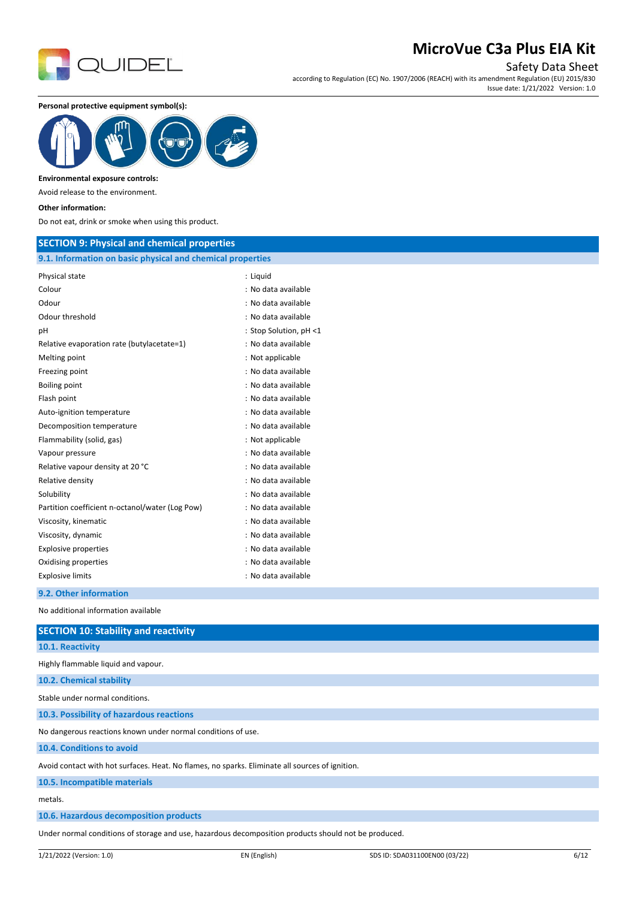**Personal protective equipment symbol(s):**

**Environmental exposure controls:**

Avoid release to the environment.

**Other information:**

Do not eat, drink or smoke when using this product.

## SECTION 9: Physical and chemical properties

### 9.1. Information on basic physical and chemical properties

| | |
|---|---|
| Physical state | : Liquid |
| Colour | : No data available |
| Odour | : No data available |
| Odour threshold | : No data available |
| pH | : Stop Solution, pH <1 |
| Relative evaporation rate (butylacetate=1) | : No data available |
| Melting point | : Not applicable |
| Freezing point | : No data available |
| Boiling point | : No data available |
| Flash point | : No data available |
| Auto-ignition temperature | : No data available |
| Decomposition temperature | : No data available |
| Flammability (solid, gas) | : Not applicable |
| Vapour pressure | : No data available |
| Relative vapour density at 20 °C | : No data available |
| Relative density | : No data available |
| Solubility | : No data available |
| Partition coefficient n-octanol/water (Log Pow) | : No data available |
| Viscosity, kinematic | : No data available |
| Viscosity, dynamic | : No data available |
| Explosive properties | : No data available |
| Oxidising properties | : No data available |
| Explosive limits | : No data available |

### 9.2. Other information

No additional information available

## SECTION 10: Stability and reactivity

### 10.1. Reactivity

Highly flammable liquid and vapour.

### 10.2. Chemical stability

Stable under normal conditions.

### 10.3. Possibility of hazardous reactions

No dangerous reactions known under normal conditions of use.

### 10.4. Conditions to avoid

Avoid contact with hot surfaces. Heat. No flames, no sparks. Eliminate all sources of ignition.

### 10.5. Incompatible materials

metals.

### 10.6. Hazardous decomposition products

Under normal conditions of storage and use, hazardous decomposition products should not be produced.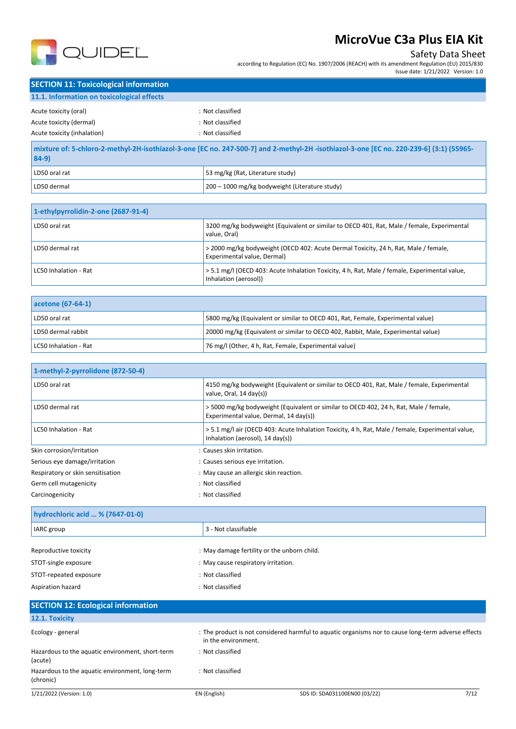## SECTION 11: Toxicological information

### 11.1. Information on toxicological effects

Acute toxicity (oral) : Not classified

Acute toxicity (dermal) : Not classified

Acute toxicity (inhalation) : Not classified

| mixture of: 5-chloro-2-methyl-2H-isothiazol-3-one [EC no. 247-500-7] and 2-methyl-2H -isothiazol-3-one [EC no. 220-239-6] (3:1) (55965-84-9) | |
|---|---|
| LD50 oral rat | 53 mg/kg (Rat, Literature study) |
| LD50 dermal | 200 – 1000 mg/kg bodyweight (Literature study) |

| 1-ethylpyrrolidin-2-one (2687-91-4) | |
|---|---|
| LD50 oral rat | 3200 mg/kg bodyweight (Equivalent or similar to OECD 401, Rat, Male / female, Experimental value, Oral) |
| LD50 dermal rat | > 2000 mg/kg bodyweight (OECD 402: Acute Dermal Toxicity, 24 h, Rat, Male / female, Experimental value, Dermal) |
| LC50 Inhalation - Rat | > 5.1 mg/l (OECD 403: Acute Inhalation Toxicity, 4 h, Rat, Male / female, Experimental value, Inhalation (aerosol)) |

| acetone (67-64-1) | |
|---|---|
| LD50 oral rat | 5800 mg/kg (Equivalent or similar to OECD 401, Rat, Female, Experimental value) |
| LD50 dermal rabbit | 20000 mg/kg (Equivalent or similar to OECD 402, Rabbit, Male, Experimental value) |
| LC50 Inhalation - Rat | 76 mg/l (Other, 4 h, Rat, Female, Experimental value) |

| 1-methyl-2-pyrrolidone (872-50-4) | |
|---|---|
| LD50 oral rat | 4150 mg/kg bodyweight (Equivalent or similar to OECD 401, Rat, Male / female, Experimental value, Oral, 14 day(s)) |
| LD50 dermal rat | > 5000 mg/kg bodyweight (Equivalent or similar to OECD 402, 24 h, Rat, Male / female, Experimental value, Dermal, 14 day(s)) |
| LC50 Inhalation - Rat | > 5.1 mg/l air (OECD 403: Acute Inhalation Toxicity, 4 h, Rat, Male / female, Experimental value, Inhalation (aerosol), 14 day(s)) |

Skin corrosion/irritation : Causes skin irritation.

Serious eye damage/irritation : Causes serious eye irritation.

Respiratory or skin sensitisation : May cause an allergic skin reaction.

Germ cell mutagenicity : Not classified

Carcinogenicity : Not classified

| hydrochloric acid ... % (7647-01-0) | |
|---|---|
| IARC group | 3 - Not classifiable |

Reproductive toxicity : May damage fertility or the unborn child.

STOT-single exposure : May cause respiratory irritation.

STOT-repeated exposure : Not classified

Aspiration hazard : Not classified

## SECTION 12: Ecological information

### 12.1. Toxicity

Ecology - general : The product is not considered harmful to aquatic organisms nor to cause long-term adverse effects in the environment.

Hazardous to the aquatic environment, short-term (acute) : Not classified

Hazardous to the aquatic environment, long-term (chronic) : Not classified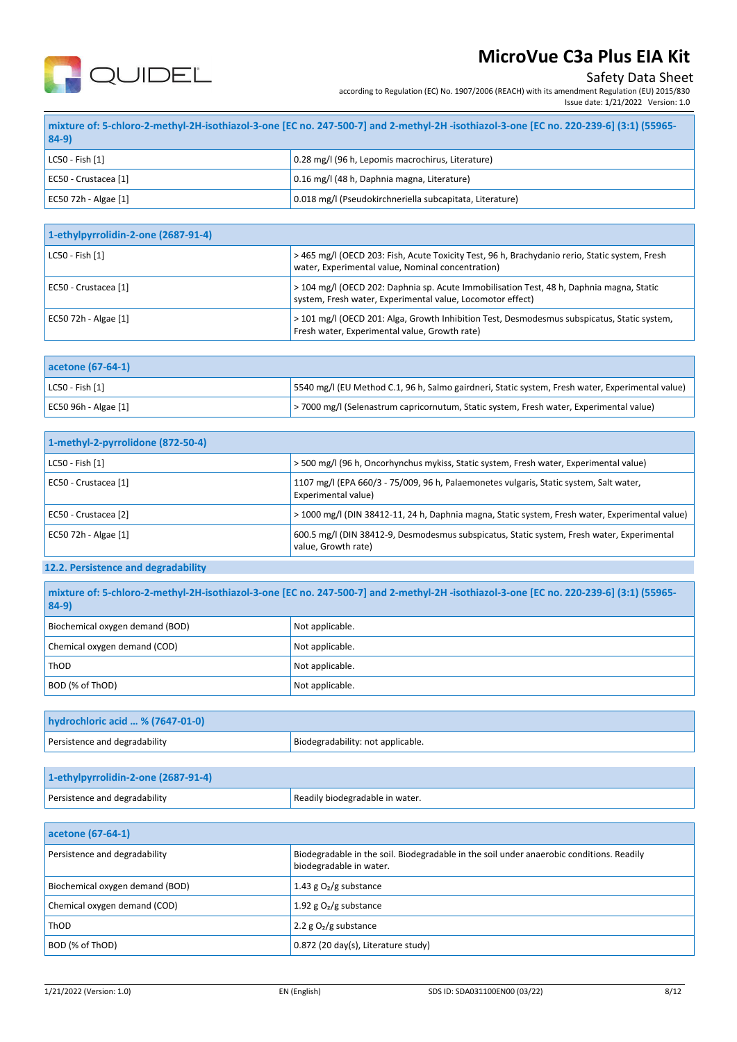| mixture of: 5-chloro-2-methyl-2H-isothiazol-3-one [EC no. 247-500-7] and 2-methyl-2H -isothiazol-3-one [EC no. 220-239-6] (3:1) (55965-84-9) | |
|---|---|
| LC50 - Fish [1] | 0.28 mg/l (96 h, Lepomis macrochirus, Literature) |
| EC50 - Crustacea [1] | 0.16 mg/l (48 h, Daphnia magna, Literature) |
| EC50 72h - Algae [1] | 0.018 mg/l (Pseudokirchneriella subcapitata, Literature) |

| 1-ethylpyrrolidin-2-one (2687-91-4) | |
|---|---|
| LC50 - Fish [1] | > 465 mg/l (OECD 203: Fish, Acute Toxicity Test, 96 h, Brachydanio rerio, Static system, Fresh water, Experimental value, Nominal concentration) |
| EC50 - Crustacea [1] | > 104 mg/l (OECD 202: Daphnia sp. Acute Immobilisation Test, 48 h, Daphnia magna, Static system, Fresh water, Experimental value, Locomotor effect) |
| EC50 72h - Algae [1] | > 101 mg/l (OECD 201: Alga, Growth Inhibition Test, Desmodesmus subspicatus, Static system, Fresh water, Experimental value, Growth rate) |

| acetone (67-64-1) | |
|---|---|
| LC50 - Fish [1] | 5540 mg/l (EU Method C.1, 96 h, Salmo gairdneri, Static system, Fresh water, Experimental value) |
| EC50 96h - Algae [1] | > 7000 mg/l (Selenastrum capricornutum, Static system, Fresh water, Experimental value) |

| 1-methyl-2-pyrrolidone (872-50-4) | |
|---|---|
| LC50 - Fish [1] | > 500 mg/l (96 h, Oncorhynchus mykiss, Static system, Fresh water, Experimental value) |
| EC50 - Crustacea [1] | 1107 mg/l (EPA 660/3 - 75/009, 96 h, Palaemonetes vulgaris, Static system, Salt water, Experimental value) |
| EC50 - Crustacea [2] | > 1000 mg/l (DIN 38412-11, 24 h, Daphnia magna, Static system, Fresh water, Experimental value) |
| EC50 72h - Algae [1] | 600.5 mg/l (DIN 38412-9, Desmodesmus subspicatus, Static system, Fresh water, Experimental value, Growth rate) |

### 12.2. Persistence and degradability

| mixture of: 5-chloro-2-methyl-2H-isothiazol-3-one [EC no. 247-500-7] and 2-methyl-2H -isothiazol-3-one [EC no. 220-239-6] (3:1) (55965-84-9) | |
|---|---|
| Biochemical oxygen demand (BOD) | Not applicable. |
| Chemical oxygen demand (COD) | Not applicable. |
| ThOD | Not applicable. |
| BOD (% of ThOD) | Not applicable. |

| hydrochloric acid ... % (7647-01-0) | |
|---|---|
| Persistence and degradability | Biodegradability: not applicable. |

| 1-ethylpyrrolidin-2-one (2687-91-4) | |
|---|---|
| Persistence and degradability | Readily biodegradable in water. |

| acetone (67-64-1) | |
|---|---|
| Persistence and degradability | Biodegradable in the soil. Biodegradable in the soil under anaerobic conditions. Readily biodegradable in water. |
| Biochemical oxygen demand (BOD) | 1.43 g $O_2$/g substance |
| Chemical oxygen demand (COD) | 1.92 g $O_2$/g substance |
| ThOD | 2.2 g $O_2$/g substance |
| BOD (% of ThOD) | 0.872 (20 day(s), Literature study) |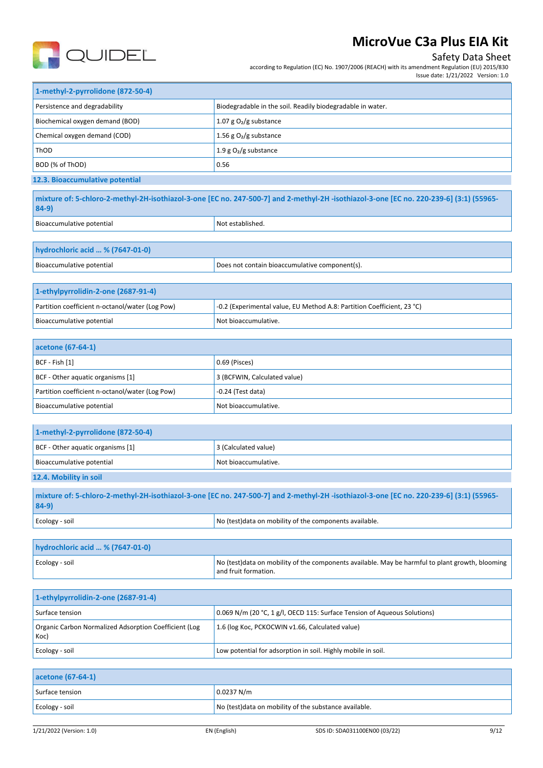| 1-methyl-2-pyrrolidone (872-50-4) | |
|---|---|
| Persistence and degradability | Biodegradable in the soil. Readily biodegradable in water. |
| Biochemical oxygen demand (BOD) | 1.07 g $O_2$/g substance |
| Chemical oxygen demand (COD) | 1.56 g $O_2$/g substance |
| ThOD | 1.9 g $O_2$/g substance |
| BOD (% of ThOD) | 0.56 |

### 12.3. Bioaccumulative potential

| mixture of: 5-chloro-2-methyl-2H-isothiazol-3-one [EC no. 247-500-7] and 2-methyl-2H -isothiazol-3-one [EC no. 220-239-6] (3:1) (55965-84-9) | |
|---|---|
| Bioaccumulative potential | Not established. |

| hydrochloric acid … % (7647-01-0) | |
|---|---|
| Bioaccumulative potential | Does not contain bioaccumulative component(s). |

| 1-ethylpyrrolidin-2-one (2687-91-4) | |
|---|---|
| Partition coefficient n-octanol/water (Log Pow) | -0.2 (Experimental value, EU Method A.8: Partition Coefficient, 23 °C) |
| Bioaccumulative potential | Not bioaccumulative. |

| acetone (67-64-1) | |
|---|---|
| BCF - Fish [1] | 0.69 (Pisces) |
| BCF - Other aquatic organisms [1] | 3 (BCFWIN, Calculated value) |
| Partition coefficient n-octanol/water (Log Pow) | -0.24 (Test data) |
| Bioaccumulative potential | Not bioaccumulative. |

| 1-methyl-2-pyrrolidone (872-50-4) | |
|---|---|
| BCF - Other aquatic organisms [1] | 3 (Calculated value) |
| Bioaccumulative potential | Not bioaccumulative. |

### 12.4. Mobility in soil

| mixture of: 5-chloro-2-methyl-2H-isothiazol-3-one [EC no. 247-500-7] and 2-methyl-2H -isothiazol-3-one [EC no. 220-239-6] (3:1) (55965-84-9) | |
|---|---|
| Ecology - soil | No (test)data on mobility of the components available. |

| hydrochloric acid … % (7647-01-0) | |
|---|---|
| Ecology - soil | No (test)data on mobility of the components available. May be harmful to plant growth, blooming and fruit formation. |

| 1-ethylpyrrolidin-2-one (2687-91-4) | |
|---|---|
| Surface tension | 0.069 N/m (20 °C, 1 g/l, OECD 115: Surface Tension of Aqueous Solutions) |
| Organic Carbon Normalized Adsorption Coefficient (Log Koc) | 1.6 (log Koc, PCKOCWIN v1.66, Calculated value) |
| Ecology - soil | Low potential for adsorption in soil. Highly mobile in soil. |

| acetone (67-64-1) | |
|---|---|
| Surface tension | 0.0237 N/m |
| Ecology - soil | No (test)data on mobility of the substance available. |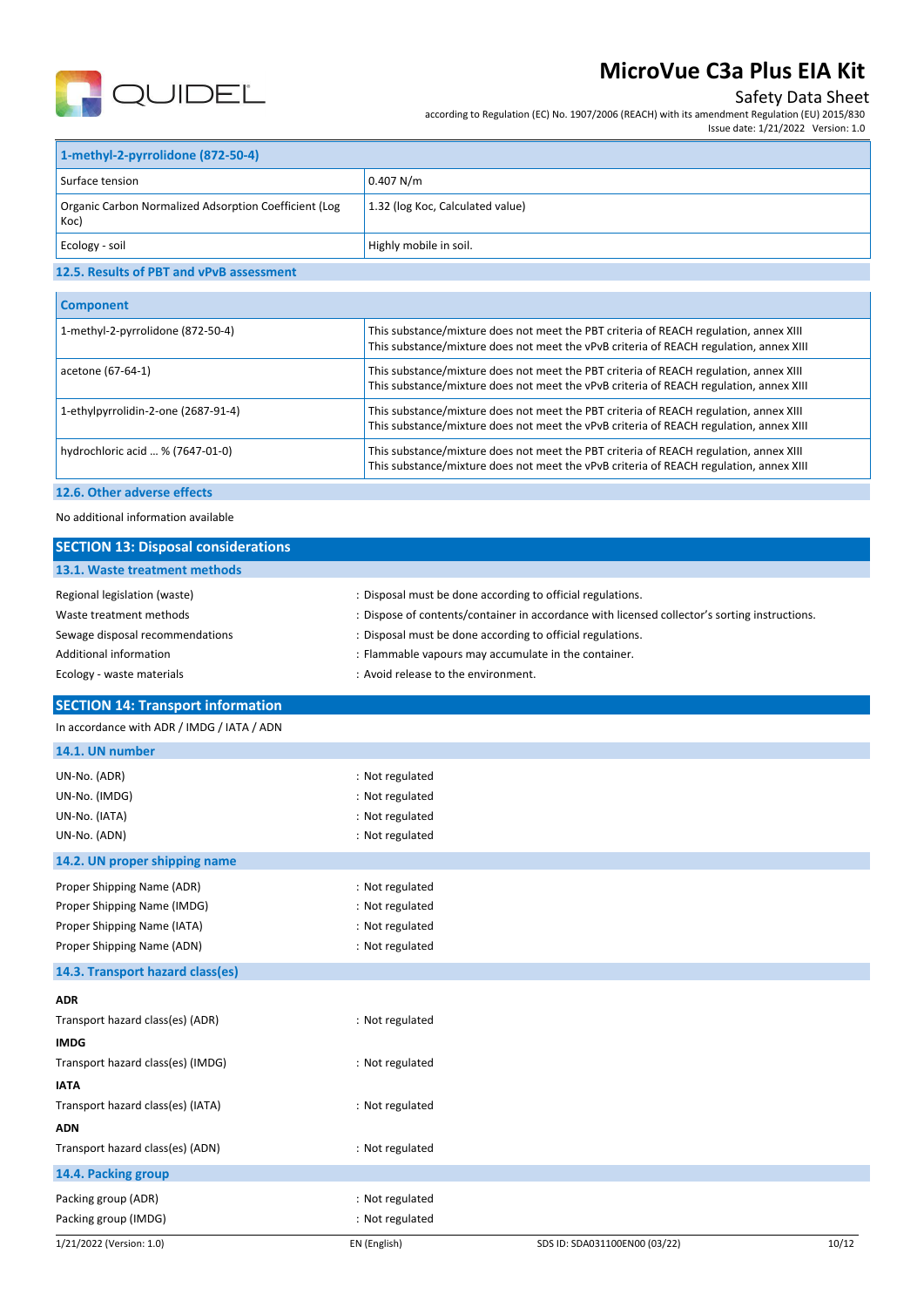| 1-methyl-2-pyrrolidone (872-50-4) | |
|---|---|
| Surface tension | 0.407 N/m |
| Organic Carbon Normalized Adsorption Coefficient (Log Koc) | 1.32 (log Koc, Calculated value) |
| Ecology - soil | Highly mobile in soil. |

### 12.5. Results of PBT and vPvB assessment

| Component | |
|---|---|
| 1-methyl-2-pyrrolidone (872-50-4) | This substance/mixture does not meet the PBT criteria of REACH regulation, annex XIII<br>This substance/mixture does not meet the vPvB criteria of REACH regulation, annex XIII |
| acetone (67-64-1) | This substance/mixture does not meet the PBT criteria of REACH regulation, annex XIII<br>This substance/mixture does not meet the vPvB criteria of REACH regulation, annex XIII |
| 1-ethylpyrrolidin-2-one (2687-91-4) | This substance/mixture does not meet the PBT criteria of REACH regulation, annex XIII<br>This substance/mixture does not meet the vPvB criteria of REACH regulation, annex XIII |
| hydrochloric acid ... % (7647-01-0) | This substance/mixture does not meet the PBT criteria of REACH regulation, annex XIII<br>This substance/mixture does not meet the vPvB criteria of REACH regulation, annex XIII |

### 12.6. Other adverse effects

No additional information available

## SECTION 13: Disposal considerations

### 13.1. Waste treatment methods

Regional legislation (waste) : Disposal must be done according to official regulations.

Waste treatment methods : Dispose of contents/container in accordance with licensed collector's sorting instructions.

Sewage disposal recommendations : Disposal must be done according to official regulations.

Additional information : Flammable vapours may accumulate in the container.

Ecology - waste materials : Avoid release to the environment.

## SECTION 14: Transport information

In accordance with ADR / IMDG / IATA / ADN

### 14.1. UN number

UN-No. (ADR) : Not regulated

UN-No. (IMDG) : Not regulated

UN-No. (IATA) : Not regulated

UN-No. (ADN) : Not regulated

### 14.2. UN proper shipping name

Proper Shipping Name (ADR) : Not regulated

Proper Shipping Name (IMDG) : Not regulated

Proper Shipping Name (IATA) : Not regulated

Proper Shipping Name (ADN) : Not regulated

### 14.3. Transport hazard class(es)

**ADR**

Transport hazard class(es) (ADR) : Not regulated

**IMDG**

Transport hazard class(es) (IMDG) : Not regulated

**IATA**

Transport hazard class(es) (IATA) : Not regulated

**ADN**

Transport hazard class(es) (ADN) : Not regulated

### 14.4. Packing group

Packing group (ADR) : Not regulated

Packing group (IMDG) : Not regulated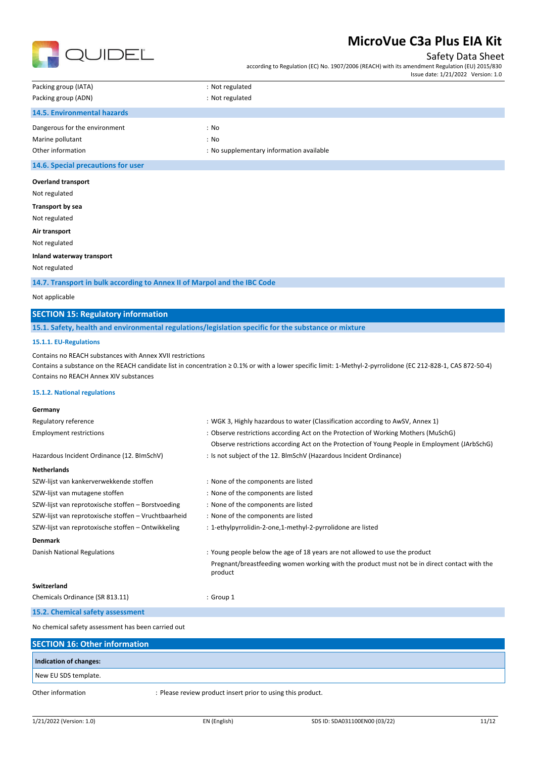| | |
|---|---|
| Packing group (IATA) | : Not regulated |
| Packing group (ADN) | : Not regulated |

### 14.5. Environmental hazards

| | |
|---|---|
| Dangerous for the environment | : No |
| Marine pollutant | : No |
| Other information | : No supplementary information available |

### 14.6. Special precautions for user

**Overland transport**

Not regulated

**Transport by sea**

Not regulated

**Air transport**

Not regulated

**Inland waterway transport**

Not regulated

### 14.7. Transport in bulk according to Annex II of Marpol and the IBC Code

Not applicable

## SECTION 15: Regulatory information

### 15.1. Safety, health and environmental regulations/legislation specific for the substance or mixture

#### 15.1.1. EU-Regulations

Contains no REACH substances with Annex XVII restrictions
Contains a substance on the REACH candidate list in concentration ≥ 0.1% or with a lower specific limit: 1-Methyl-2-pyrrolidone (EC 212-828-1, CAS 872-50-4)
Contains no REACH Annex XIV substances

#### 15.1.2. National regulations

**Germany**

| | |
|---|---|
| Regulatory reference | : WGK 3, Highly hazardous to water (Classification according to AwSV, Annex 1) |
| Employment restrictions | : Observe restrictions according Act on the Protection of Working Mothers (MuSchG) Observe restrictions according Act on the Protection of Young People in Employment (JArbSchG) |
| Hazardous Incident Ordinance (12. BImSchV) | : Is not subject of the 12. BlmSchV (Hazardous Incident Ordinance) |

**Netherlands**

| | |
|---|---|
| SZW-lijst van kankerverwekkende stoffen | : None of the components are listed |
| SZW-lijst van mutagene stoffen | : None of the components are listed |
| SZW-lijst van reprotoxische stoffen – Borstvoeding | : None of the components are listed |
| SZW-lijst van reprotoxische stoffen – Vruchtbaarheid | : None of the components are listed |
| SZW-lijst van reprotoxische stoffen – Ontwikkeling | : 1-ethylpyrrolidin-2-one,1-methyl-2-pyrrolidone are listed |

**Denmark**

| | |
|---|---|
| Danish National Regulations | : Young people below the age of 18 years are not allowed to use the product Pregnant/breastfeeding women working with the product must not be in direct contact with the product |

**Switzerland**

| | |
|---|---|
| Chemicals Ordinance (SR 813.11) | : Group 1 |

### 15.2. Chemical safety assessment

No chemical safety assessment has been carried out

## SECTION 16: Other information

| Indication of changes: |
|---|
| New EU SDS template. |

| | |
|---|---|
| Other information | : Please review product insert prior to using this product. |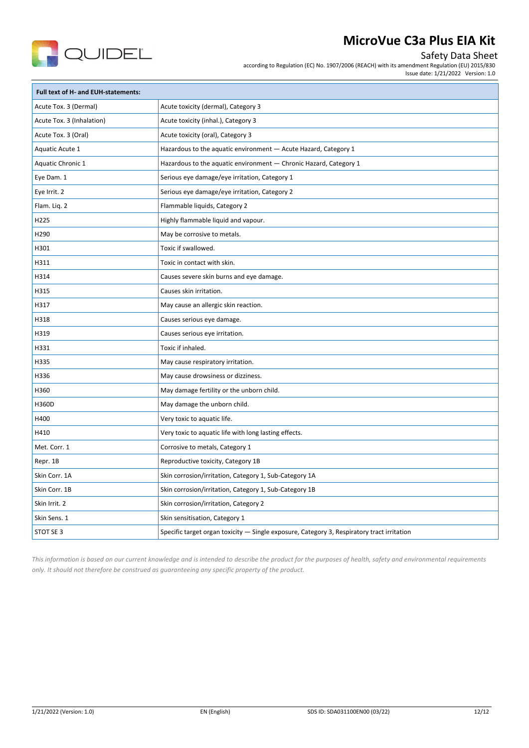| Full text of H- and EUH-statements: | |
|---|---|
| Acute Tox. 3 (Dermal) | Acute toxicity (dermal), Category 3 |
| Acute Tox. 3 (Inhalation) | Acute toxicity (inhal.), Category 3 |
| Acute Tox. 3 (Oral) | Acute toxicity (oral), Category 3 |
| Aquatic Acute 1 | Hazardous to the aquatic environment — Acute Hazard, Category 1 |
| Aquatic Chronic 1 | Hazardous to the aquatic environment — Chronic Hazard, Category 1 |
| Eye Dam. 1 | Serious eye damage/eye irritation, Category 1 |
| Eye Irrit. 2 | Serious eye damage/eye irritation, Category 2 |
| Flam. Liq. 2 | Flammable liquids, Category 2 |
| H225 | Highly flammable liquid and vapour. |
| H290 | May be corrosive to metals. |
| H301 | Toxic if swallowed. |
| H311 | Toxic in contact with skin. |
| H314 | Causes severe skin burns and eye damage. |
| H315 | Causes skin irritation. |
| H317 | May cause an allergic skin reaction. |
| H318 | Causes serious eye damage. |
| H319 | Causes serious eye irritation. |
| H331 | Toxic if inhaled. |
| H335 | May cause respiratory irritation. |
| H336 | May cause drowsiness or dizziness. |
| H360 | May damage fertility or the unborn child. |
| H360D | May damage the unborn child. |
| H400 | Very toxic to aquatic life. |
| H410 | Very toxic to aquatic life with long lasting effects. |
| Met. Corr. 1 | Corrosive to metals, Category 1 |
| Repr. 1B | Reproductive toxicity, Category 1B |
| Skin Corr. 1A | Skin corrosion/irritation, Category 1, Sub-Category 1A |
| Skin Corr. 1B | Skin corrosion/irritation, Category 1, Sub-Category 1B |
| Skin Irrit. 2 | Skin corrosion/irritation, Category 2 |
| Skin Sens. 1 | Skin sensitisation, Category 1 |
| STOT SE 3 | Specific target organ toxicity — Single exposure, Category 3, Respiratory tract irritation |

*This information is based on our current knowledge and is intended to describe the product for the purposes of health, safety and environmental requirements only. It should not therefore be construed as guaranteeing any specific property of the product.*